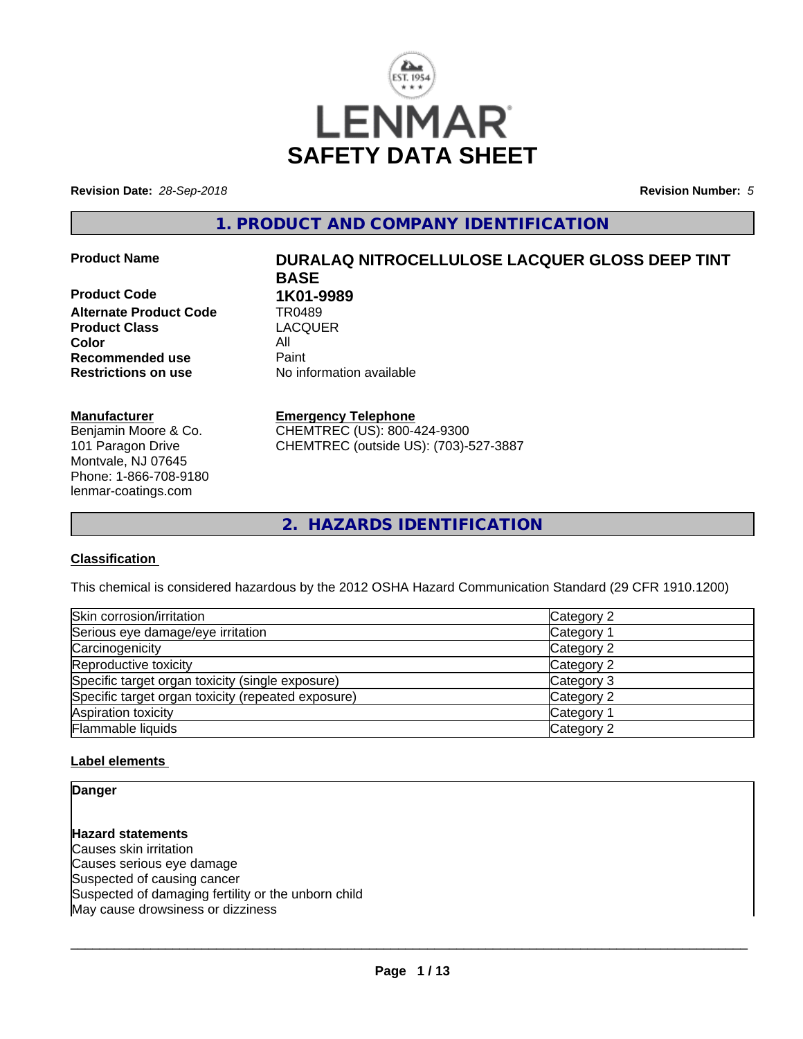# SAFETY DATA SHEET

**Revision Date:** *28-Sep-2018* **Revision Number:** *5*

## 1. PRODUCT AND COMPANY IDENTIFICATION

| | |
|---|---|
| **Product Name** | **DURALAQ NITROCELLULOSE LACQUER GLOSS DEEP TINT BASE** |
| **Product Code** | **1K01-9989** |
| **Alternate Product Code** | TR0489 |
| **Product Class** | LACQUER |
| **Color** | All |
| **Recommended use** | Paint |
| **Restrictions on use** | No information available |

**Manufacturer**
Benjamin Moore & Co.
101 Paragon Drive
Montvale, NJ 07645
Phone: 1-866-708-9180
lenmar-coatings.com

**Emergency Telephone**
CHEMTREC (US): 800-424-9300
CHEMTREC (outside US): (703)-527-3887

## 2. HAZARDS IDENTIFICATION

### Classification

This chemical is considered hazardous by the 2012 OSHA Hazard Communication Standard (29 CFR 1910.1200)

| | |
|---|---|
| Skin corrosion/irritation | Category 2 |
| Serious eye damage/eye irritation | Category 1 |
| Carcinogenicity | Category 2 |
| Reproductive toxicity | Category 2 |
| Specific target organ toxicity (single exposure) | Category 3 |
| Specific target organ toxicity (repeated exposure) | Category 2 |
| Aspiration toxicity | Category 1 |
| Flammable liquids | Category 2 |

### Label elements

**Danger**

**Hazard statements**
Causes skin irritation
Causes serious eye damage
Suspected of causing cancer
Suspected of damaging fertility or the unborn child
May cause drowsiness or dizziness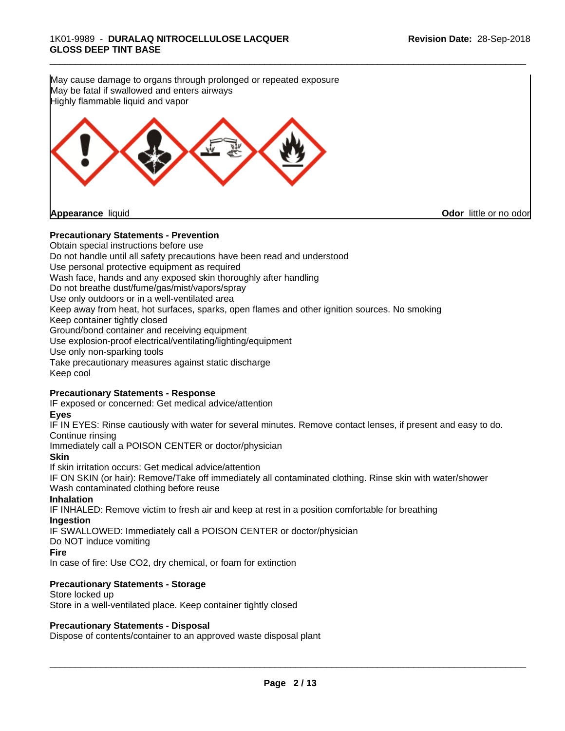May cause damage to organs through prolonged or repeated exposure
May be fatal if swallowed and enters airways
Highly flammable liquid and vapor

**Appearance** liquid

**Odor** little or no odor

**Precautionary Statements - Prevention**

Obtain special instructions before use
Do not handle until all safety precautions have been read and understood
Use personal protective equipment as required
Wash face, hands and any exposed skin thoroughly after handling
Do not breathe dust/fume/gas/mist/vapors/spray
Use only outdoors or in a well-ventilated area
Keep away from heat, hot surfaces, sparks, open flames and other ignition sources. No smoking
Keep container tightly closed
Ground/bond container and receiving equipment
Use explosion-proof electrical/ventilating/lighting/equipment
Use only non-sparking tools
Take precautionary measures against static discharge
Keep cool

**Precautionary Statements - Response**

IF exposed or concerned: Get medical advice/attention

**Eyes**

IF IN EYES: Rinse cautiously with water for several minutes. Remove contact lenses, if present and easy to do. Continue rinsing
Immediately call a POISON CENTER or doctor/physician

**Skin**

If skin irritation occurs: Get medical advice/attention
IF ON SKIN (or hair): Remove/Take off immediately all contaminated clothing. Rinse skin with water/shower
Wash contaminated clothing before reuse

**Inhalation**

IF INHALED: Remove victim to fresh air and keep at rest in a position comfortable for breathing

**Ingestion**

IF SWALLOWED: Immediately call a POISON CENTER or doctor/physician
Do NOT induce vomiting

**Fire**

In case of fire: Use $CO_2$, dry chemical, or foam for extinction

**Precautionary Statements - Storage**

Store locked up
Store in a well-ventilated place. Keep container tightly closed

**Precautionary Statements - Disposal**

Dispose of contents/container to an approved waste disposal plant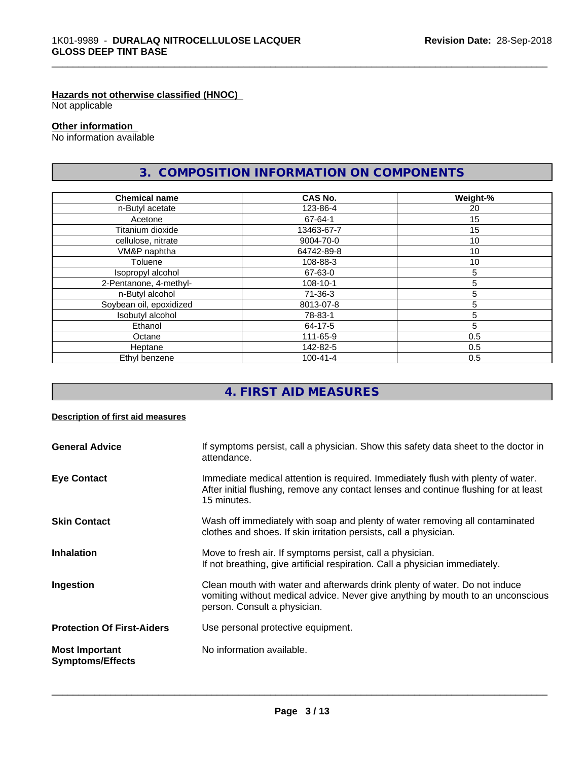**Hazards not otherwise classified (HNOC)**
Not applicable

**Other information**
No information available

## 3. COMPOSITION INFORMATION ON COMPONENTS

| Chemical name | CAS No. | Weight-% |
|---|---|---|
| n-Butyl acetate | 123-86-4 | 20 |
| Acetone | 67-64-1 | 15 |
| Titanium dioxide | 13463-67-7 | 15 |
| cellulose, nitrate | 9004-70-0 | 10 |
| VM&P naphtha | 64742-89-8 | 10 |
| Toluene | 108-88-3 | 10 |
| Isopropyl alcohol | 67-63-0 | 5 |
| 2-Pentanone, 4-methyl- | 108-10-1 | 5 |
| n-Butyl alcohol | 71-36-3 | 5 |
| Soybean oil, epoxidized | 8013-07-8 | 5 |
| Isobutyl alcohol | 78-83-1 | 5 |
| Ethanol | 64-17-5 | 5 |
| Octane | 111-65-9 | 0.5 |
| Heptane | 142-82-5 | 0.5 |
| Ethyl benzene | 100-41-4 | 0.5 |

## 4. FIRST AID MEASURES

**Description of first aid measures**

**General Advice** — If symptoms persist, call a physician. Show this safety data sheet to the doctor in attendance.

**Eye Contact** — Immediate medical attention is required. Immediately flush with plenty of water. After initial flushing, remove any contact lenses and continue flushing for at least 15 minutes.

**Skin Contact** — Wash off immediately with soap and plenty of water removing all contaminated clothes and shoes. If skin irritation persists, call a physician.

**Inhalation** — Move to fresh air. If symptoms persist, call a physician.
If not breathing, give artificial respiration. Call a physician immediately.

**Ingestion** — Clean mouth with water and afterwards drink plenty of water. Do not induce vomiting without medical advice. Never give anything by mouth to an unconscious person. Consult a physician.

**Protection Of First-Aiders** — Use personal protective equipment.

**Most Important Symptoms/Effects** — No information available.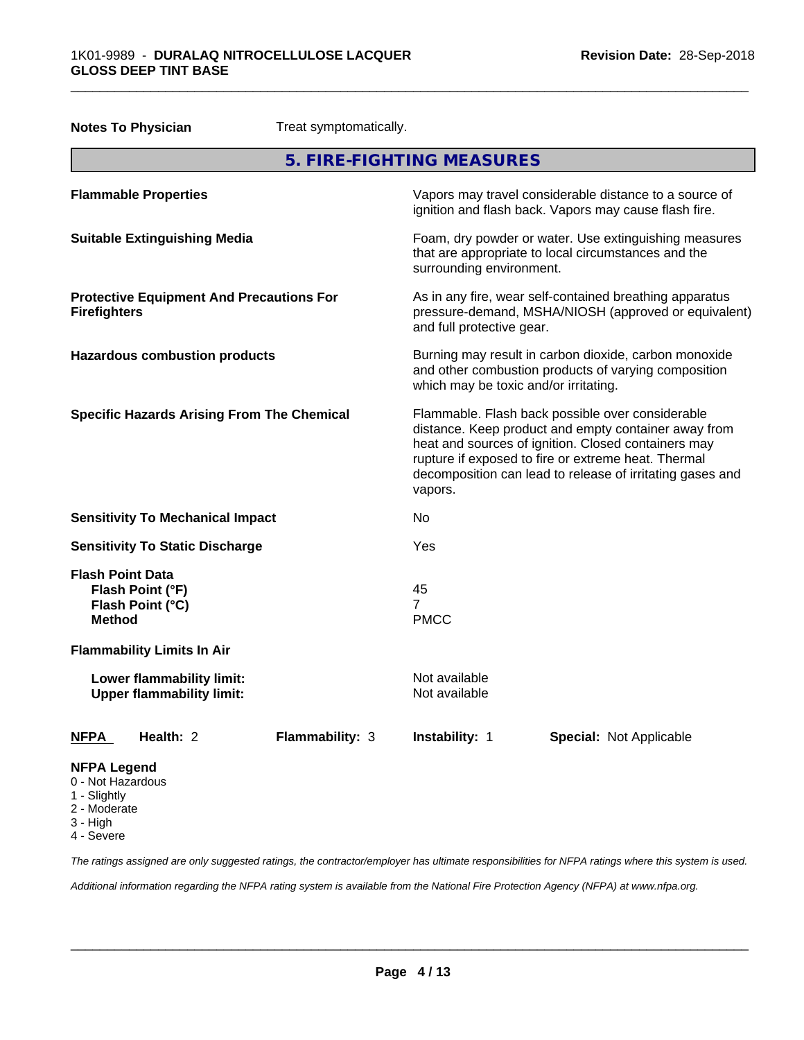**Notes To Physician** Treat symptomatically.

## 5. FIRE-FIGHTING MEASURES

| | |
|---|---|
| **Flammable Properties** | Vapors may travel considerable distance to a source of ignition and flash back. Vapors may cause flash fire. |
| **Suitable Extinguishing Media** | Foam, dry powder or water. Use extinguishing measures that are appropriate to local circumstances and the surrounding environment. |
| **Protective Equipment And Precautions For Firefighters** | As in any fire, wear self-contained breathing apparatus pressure-demand, MSHA/NIOSH (approved or equivalent) and full protective gear. |
| **Hazardous combustion products** | Burning may result in carbon dioxide, carbon monoxide and other combustion products of varying composition which may be toxic and/or irritating. |
| **Specific Hazards Arising From The Chemical** | Flammable. Flash back possible over considerable distance. Keep product and empty container away from heat and sources of ignition. Closed containers may rupture if exposed to fire or extreme heat. Thermal decomposition can lead to release of irritating gases and vapors. |
| **Sensitivity To Mechanical Impact** | No |
| **Sensitivity To Static Discharge** | Yes |

**Flash Point Data**

| | |
|---|---|
| **Flash Point (°F)** | 45 |
| **Flash Point (°C)** | 7 |
| **Method** | PMCC |

**Flammability Limits In Air**

| | |
|---|---|
| **Lower flammability limit:** | Not available |
| **Upper flammability limit:** | Not available |

| **NFPA** | **Health:** 2 | **Flammability:** 3 | **Instability:** 1 | **Special:** Not Applicable |
|---|---|---|---|---|

**NFPA Legend**
- 0 - Not Hazardous
- 1 - Slightly
- 2 - Moderate
- 3 - High
- 4 - Severe

*The ratings assigned are only suggested ratings, the contractor/employer has ultimate responsibilities for NFPA ratings where this system is used.*

*Additional information regarding the NFPA rating system is available from the National Fire Protection Agency (NFPA) at www.nfpa.org.*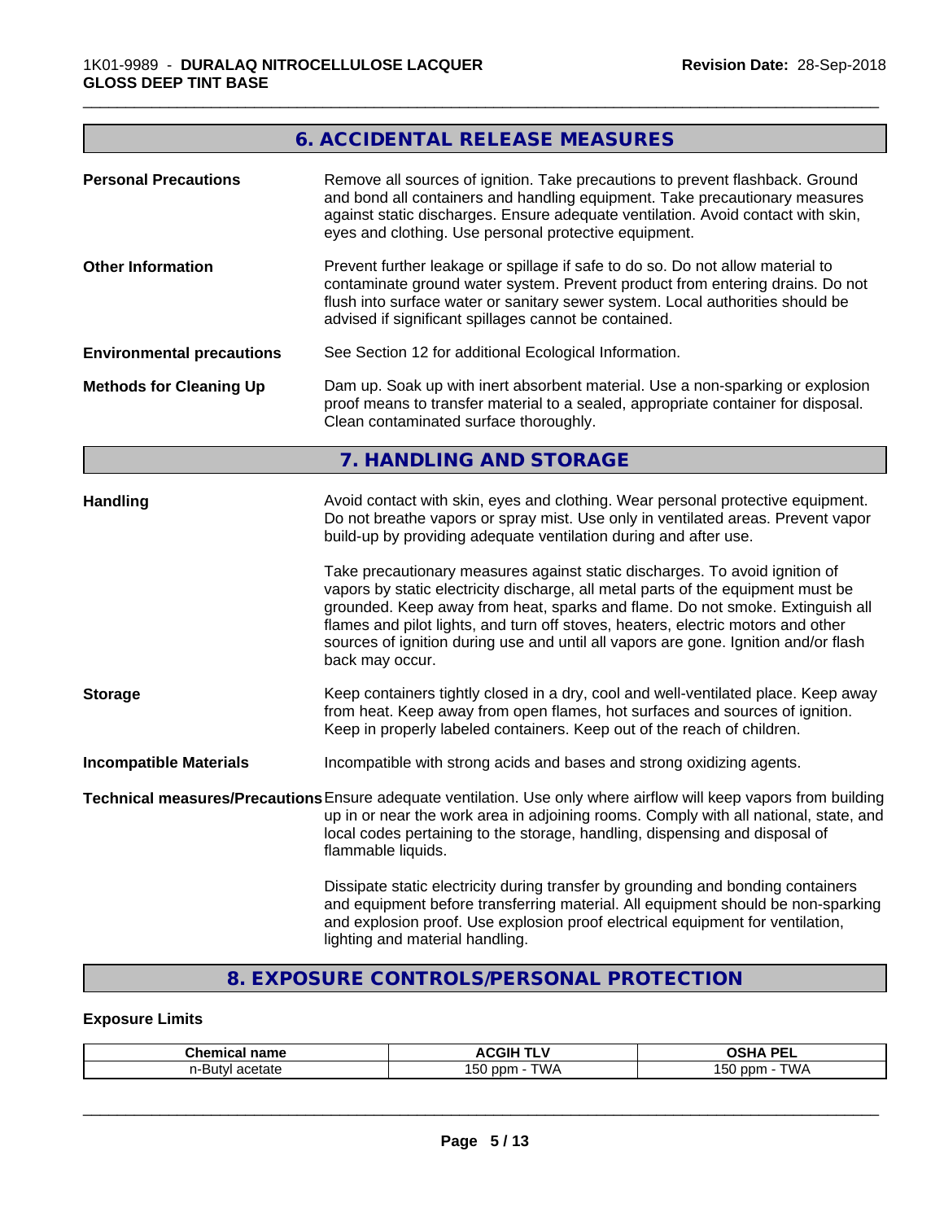## 6. ACCIDENTAL RELEASE MEASURES

**Personal Precautions**

Remove all sources of ignition. Take precautions to prevent flashback. Ground and bond all containers and handling equipment. Take precautionary measures against static discharges. Ensure adequate ventilation. Avoid contact with skin, eyes and clothing. Use personal protective equipment.

**Other Information**

Prevent further leakage or spillage if safe to do so. Do not allow material to contaminate ground water system. Prevent product from entering drains. Do not flush into surface water or sanitary sewer system. Local authorities should be advised if significant spillages cannot be contained.

**Environmental precautions**

See Section 12 for additional Ecological Information.

**Methods for Cleaning Up**

Dam up. Soak up with inert absorbent material. Use a non-sparking or explosion proof means to transfer material to a sealed, appropriate container for disposal. Clean contaminated surface thoroughly.

## 7. HANDLING AND STORAGE

**Handling**

Avoid contact with skin, eyes and clothing. Wear personal protective equipment. Do not breathe vapors or spray mist. Use only in ventilated areas. Prevent vapor build-up by providing adequate ventilation during and after use.

Take precautionary measures against static discharges. To avoid ignition of vapors by static electricity discharge, all metal parts of the equipment must be grounded. Keep away from heat, sparks and flame. Do not smoke. Extinguish all flames and pilot lights, and turn off stoves, heaters, electric motors and other sources of ignition during use and until all vapors are gone. Ignition and/or flash back may occur.

**Storage**

Keep containers tightly closed in a dry, cool and well-ventilated place. Keep away from heat. Keep away from open flames, hot surfaces and sources of ignition. Keep in properly labeled containers. Keep out of the reach of children.

**Incompatible Materials**

Incompatible with strong acids and bases and strong oxidizing agents.

**Technical measures/Precautions**

Ensure adequate ventilation. Use only where airflow will keep vapors from building up in or near the work area in adjoining rooms. Comply with all national, state, and local codes pertaining to the storage, handling, dispensing and disposal of flammable liquids.

Dissipate static electricity during transfer by grounding and bonding containers and equipment before transferring material. All equipment should be non-sparking and explosion proof. Use explosion proof electrical equipment for ventilation, lighting and material handling.

## 8. EXPOSURE CONTROLS/PERSONAL PROTECTION

**Exposure Limits**

| Chemical name | ACGIH TLV | OSHA PEL |
| --- | --- | --- |
| n-Butyl acetate | 150 ppm - TWA | 150 ppm - TWA |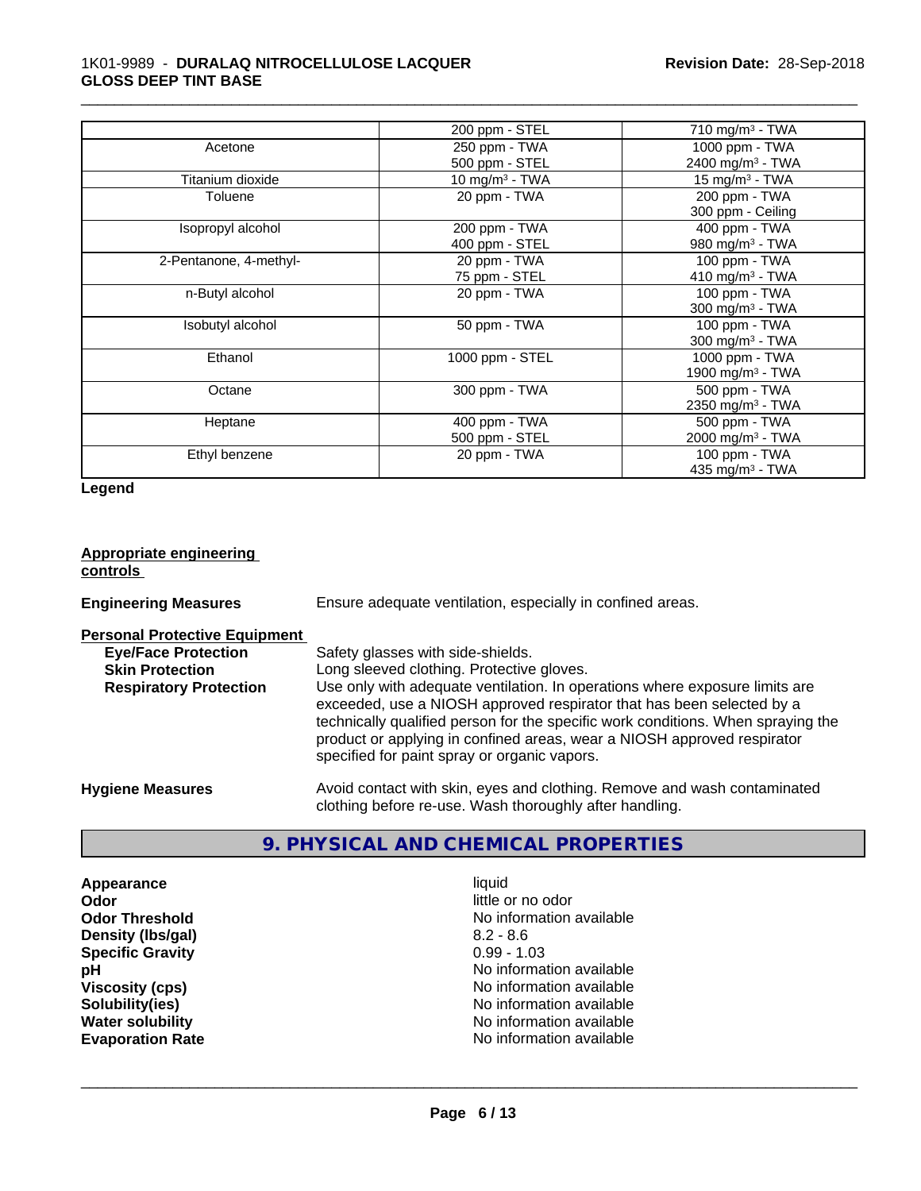| | | |
|---|---|---|
| | 200 ppm - STEL | 710 mg/m³ - TWA |
| Acetone | 250 ppm - TWA<br>500 ppm - STEL | 1000 ppm - TWA<br>2400 mg/m³ - TWA |
| Titanium dioxide | 10 mg/m³ - TWA | 15 mg/m³ - TWA |
| Toluene | 20 ppm - TWA | 200 ppm - TWA<br>300 ppm - Ceiling |
| Isopropyl alcohol | 200 ppm - TWA<br>400 ppm - STEL | 400 ppm - TWA<br>980 mg/m³ - TWA |
| 2-Pentanone, 4-methyl- | 20 ppm - TWA<br>75 ppm - STEL | 100 ppm - TWA<br>410 mg/m³ - TWA |
| n-Butyl alcohol | 20 ppm - TWA | 100 ppm - TWA<br>300 mg/m³ - TWA |
| Isobutyl alcohol | 50 ppm - TWA | 100 ppm - TWA<br>300 mg/m³ - TWA |
| Ethanol | 1000 ppm - STEL | 1000 ppm - TWA<br>1900 mg/m³ - TWA |
| Octane | 300 ppm - TWA | 500 ppm - TWA<br>2350 mg/m³ - TWA |
| Heptane | 400 ppm - TWA<br>500 ppm - STEL | 500 ppm - TWA<br>2000 mg/m³ - TWA |
| Ethyl benzene | 20 ppm - TWA | 100 ppm - TWA<br>435 mg/m³ - TWA |

**Legend**

**Appropriate engineering controls**

**Engineering Measures** Ensure adequate ventilation, especially in confined areas.

**Personal Protective Equipment**

**Eye/Face Protection** Safety glasses with side-shields.

**Skin Protection** Long sleeved clothing. Protective gloves.

**Respiratory Protection** Use only with adequate ventilation. In operations where exposure limits are exceeded, use a NIOSH approved respirator that has been selected by a technically qualified person for the specific work conditions. When spraying the product or applying in confined areas, wear a NIOSH approved respirator specified for paint spray or organic vapors.

**Hygiene Measures** Avoid contact with skin, eyes and clothing. Remove and wash contaminated clothing before re-use. Wash thoroughly after handling.

## 9. PHYSICAL AND CHEMICAL PROPERTIES

| | |
|---|---|
| **Appearance** | liquid |
| **Odor** | little or no odor |
| **Odor Threshold** | No information available |
| **Density (lbs/gal)** | 8.2 - 8.6 |
| **Specific Gravity** | 0.99 - 1.03 |
| **pH** | No information available |
| **Viscosity (cps)** | No information available |
| **Solubility(ies)** | No information available |
| **Water solubility** | No information available |
| **Evaporation Rate** | No information available |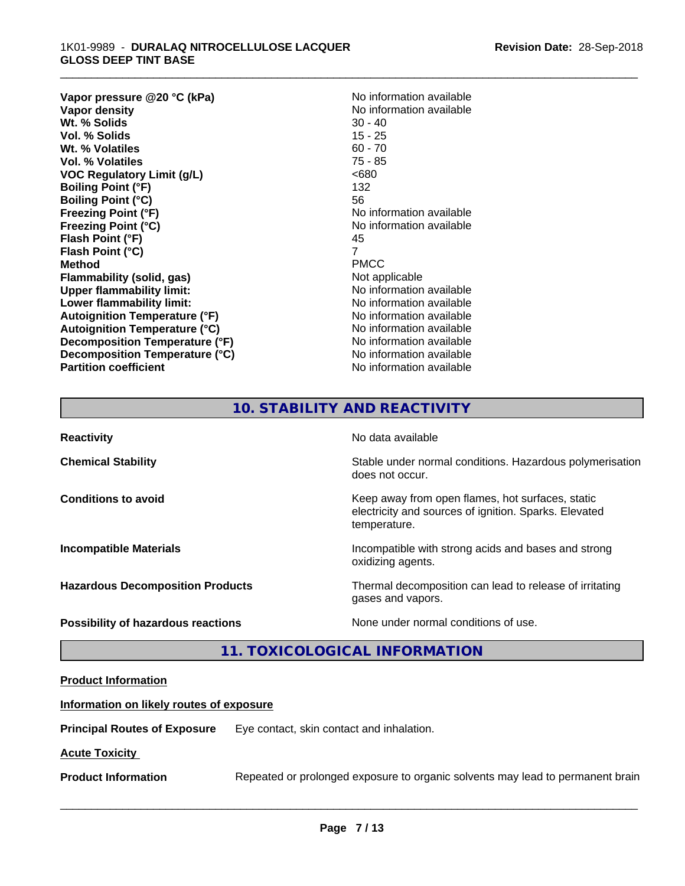| | |
|---|---|
| **Vapor pressure @20 °C (kPa)** | No information available |
| **Vapor density** | No information available |
| **Wt. % Solids** | 30 - 40 |
| **Vol. % Solids** | 15 - 25 |
| **Wt. % Volatiles** | 60 - 70 |
| **Vol. % Volatiles** | 75 - 85 |
| **VOC Regulatory Limit (g/L)** | <680 |
| **Boiling Point (°F)** | 132 |
| **Boiling Point (°C)** | 56 |
| **Freezing Point (°F)** | No information available |
| **Freezing Point (°C)** | No information available |
| **Flash Point (°F)** | 45 |
| **Flash Point (°C)** | 7 |
| **Method** | PMCC |
| **Flammability (solid, gas)** | Not applicable |
| **Upper flammability limit:** | No information available |
| **Lower flammability limit:** | No information available |
| **Autoignition Temperature (°F)** | No information available |
| **Autoignition Temperature (°C)** | No information available |
| **Decomposition Temperature (°F)** | No information available |
| **Decomposition Temperature (°C)** | No information available |
| **Partition coefficient** | No information available |

## 10. STABILITY AND REACTIVITY

| | |
|---|---|
| **Reactivity** | No data available |
| **Chemical Stability** | Stable under normal conditions. Hazardous polymerisation does not occur. |
| **Conditions to avoid** | Keep away from open flames, hot surfaces, static electricity and sources of ignition. Sparks. Elevated temperature. |
| **Incompatible Materials** | Incompatible with strong acids and bases and strong oxidizing agents. |
| **Hazardous Decomposition Products** | Thermal decomposition can lead to release of irritating gases and vapors. |
| **Possibility of hazardous reactions** | None under normal conditions of use. |

## 11. TOXICOLOGICAL INFORMATION

**Product Information**

**Information on likely routes of exposure**

**Principal Routes of Exposure** Eye contact, skin contact and inhalation.

**Acute Toxicity**

**Product Information** Repeated or prolonged exposure to organic solvents may lead to permanent brain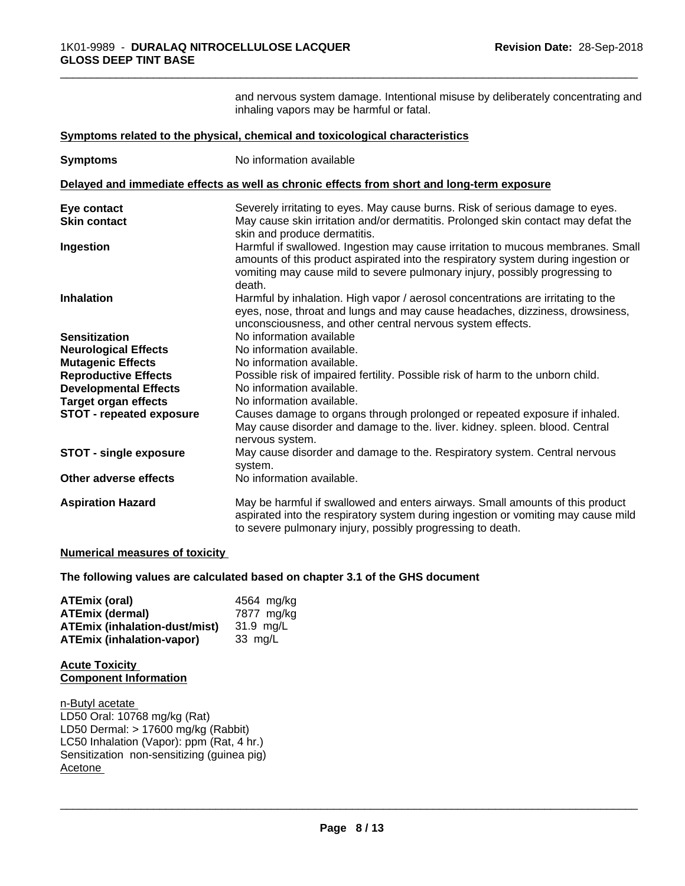and nervous system damage. Intentional misuse by deliberately concentrating and inhaling vapors may be harmful or fatal.

**Symptoms related to the physical, chemical and toxicological characteristics**

| | |
|---|---|
| **Symptoms** | No information available |

**Delayed and immediate effects as well as chronic effects from short and long-term exposure**

| | |
|---|---|
| **Eye contact** | Severely irritating to eyes. May cause burns. Risk of serious damage to eyes. |
| **Skin contact** | May cause skin irritation and/or dermatitis. Prolonged skin contact may defat the skin and produce dermatitis. |
| **Ingestion** | Harmful if swallowed. Ingestion may cause irritation to mucous membranes. Small amounts of this product aspirated into the respiratory system during ingestion or vomiting may cause mild to severe pulmonary injury, possibly progressing to death. |
| **Inhalation** | Harmful by inhalation. High vapor / aerosol concentrations are irritating to the eyes, nose, throat and lungs and may cause headaches, dizziness, drowsiness, unconsciousness, and other central nervous system effects. |
| **Sensitization** | No information available |
| **Neurological Effects** | No information available. |
| **Mutagenic Effects** | No information available. |
| **Reproductive Effects** | Possible risk of impaired fertility. Possible risk of harm to the unborn child. |
| **Developmental Effects** | No information available. |
| **Target organ effects** | No information available. |
| **STOT - repeated exposure** | Causes damage to organs through prolonged or repeated exposure if inhaled. May cause disorder and damage to the. liver. kidney. spleen. blood. Central nervous system. |
| **STOT - single exposure** | May cause disorder and damage to the. Respiratory system. Central nervous system. |
| **Other adverse effects** | No information available. |
| **Aspiration Hazard** | May be harmful if swallowed and enters airways. Small amounts of this product aspirated into the respiratory system during ingestion or vomiting may cause mild to severe pulmonary injury, possibly progressing to death. |

**Numerical measures of toxicity**

**The following values are calculated based on chapter 3.1 of the GHS document**

| | |
|---|---|
| **ATEmix (oral)** | 4564 mg/kg |
| **ATEmix (dermal)** | 7877 mg/kg |
| **ATEmix (inhalation-dust/mist)** | 31.9 mg/L |
| **ATEmix (inhalation-vapor)** | 33 mg/L |

**Acute Toxicity**
**Component Information**

n-Butyl acetate
LD50 Oral: 10768 mg/kg (Rat)
LD50 Dermal: > 17600 mg/kg (Rabbit)
LC50 Inhalation (Vapor): ppm (Rat, 4 hr.)
Sensitization non-sensitizing (guinea pig)
Acetone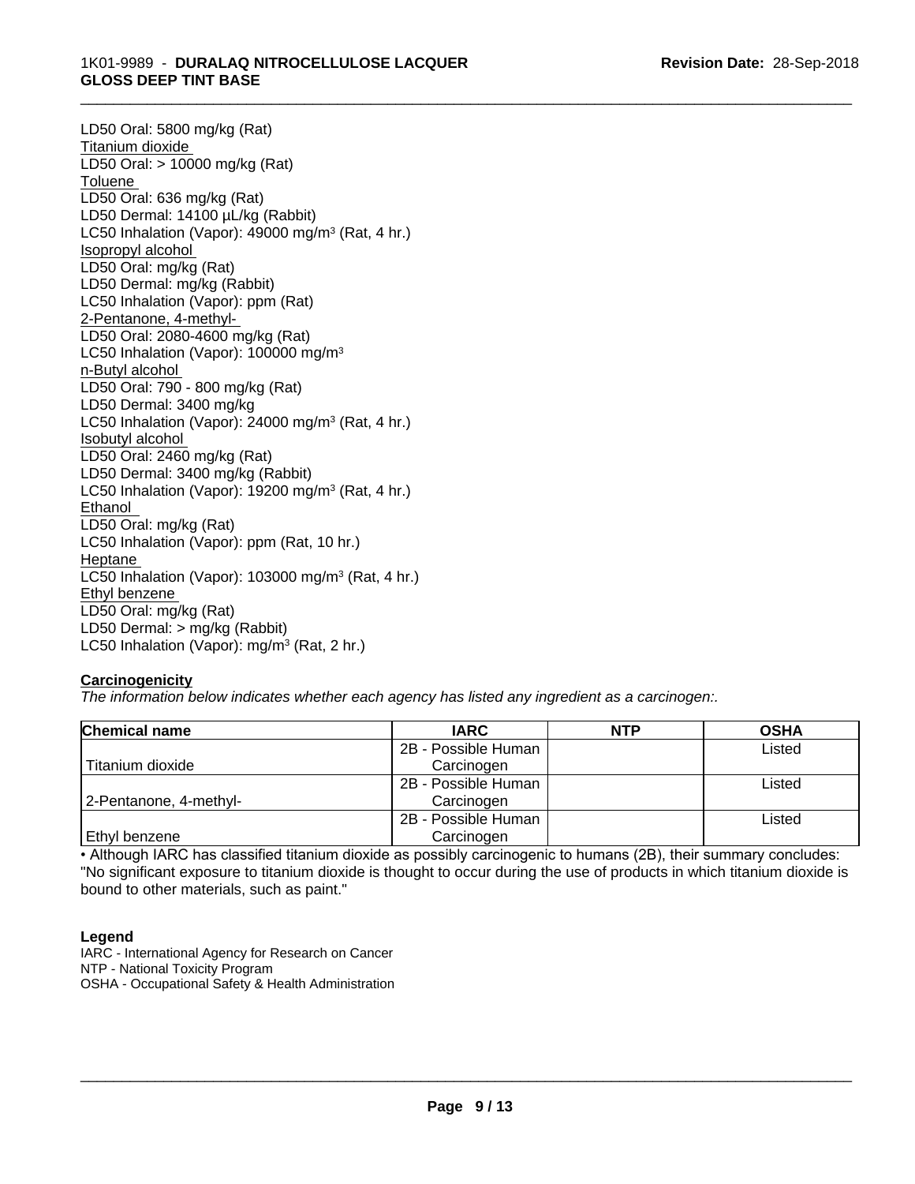LD50 Oral: 5800 mg/kg (Rat)

Titanium dioxide

LD50 Oral: > 10000 mg/kg (Rat)

Toluene

LD50 Oral: 636 mg/kg (Rat)

LD50 Dermal: 14100 µL/kg (Rabbit)

LC50 Inhalation (Vapor): 49000 mg/m³ (Rat, 4 hr.)

Isopropyl alcohol

LD50 Oral: mg/kg (Rat)

LD50 Dermal: mg/kg (Rabbit)

LC50 Inhalation (Vapor): ppm (Rat)

2-Pentanone, 4-methyl-

LD50 Oral: 2080-4600 mg/kg (Rat)

LC50 Inhalation (Vapor): 100000 mg/m³

n-Butyl alcohol

LD50 Oral: 790 - 800 mg/kg (Rat)

LD50 Dermal: 3400 mg/kg

LC50 Inhalation (Vapor): 24000 mg/m³ (Rat, 4 hr.)

Isobutyl alcohol

LD50 Oral: 2460 mg/kg (Rat)

LD50 Dermal: 3400 mg/kg (Rabbit)

LC50 Inhalation (Vapor): 19200 mg/m³ (Rat, 4 hr.)

Ethanol

LD50 Oral: mg/kg (Rat)

LC50 Inhalation (Vapor): ppm (Rat, 10 hr.)

Heptane

LC50 Inhalation (Vapor): 103000 mg/m³ (Rat, 4 hr.)

Ethyl benzene

LD50 Oral: mg/kg (Rat)

LD50 Dermal: > mg/kg (Rabbit)

LC50 Inhalation (Vapor): mg/m³ (Rat, 2 hr.)

**Carcinogenicity**

*The information below indicates whether each agency has listed any ingredient as a carcinogen:.*

| Chemical name | IARC | NTP | OSHA |
|---|---|---|---|
| Titanium dioxide | 2B - Possible Human Carcinogen | | Listed |
| 2-Pentanone, 4-methyl- | 2B - Possible Human Carcinogen | | Listed |
| Ethyl benzene | 2B - Possible Human Carcinogen | | Listed |

• Although IARC has classified titanium dioxide as possibly carcinogenic to humans (2B), their summary concludes: "No significant exposure to titanium dioxide is thought to occur during the use of products in which titanium dioxide is bound to other materials, such as paint."

**Legend**

IARC - International Agency for Research on Cancer
NTP - National Toxicity Program
OSHA - Occupational Safety & Health Administration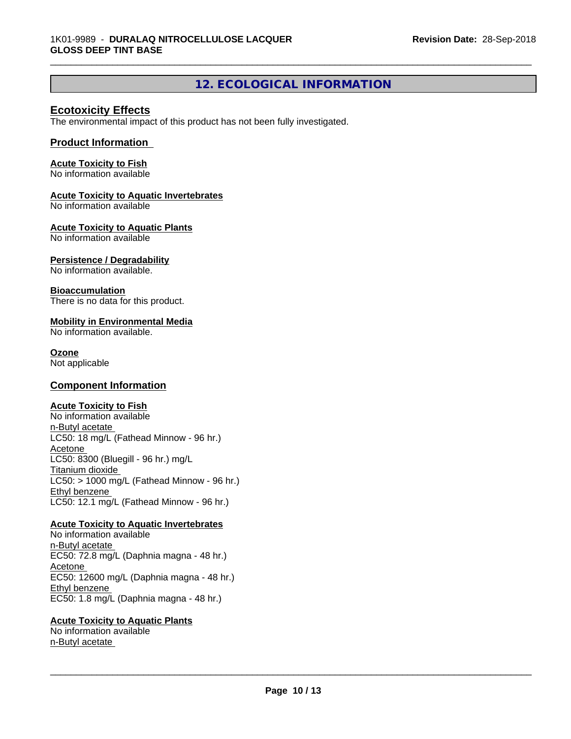## 12. ECOLOGICAL INFORMATION

### Ecotoxicity Effects

The environmental impact of this product has not been fully investigated.

### Product Information

**Acute Toxicity to Fish**
No information available

**Acute Toxicity to Aquatic Invertebrates**
No information available

**Acute Toxicity to Aquatic Plants**
No information available

**Persistence / Degradability**
No information available.

**Bioaccumulation**
There is no data for this product.

**Mobility in Environmental Media**
No information available.

**Ozone**
Not applicable

### Component Information

**Acute Toxicity to Fish**
No information available
n-Butyl acetate
LC50: 18 mg/L (Fathead Minnow - 96 hr.)
Acetone
LC50: 8300 (Bluegill - 96 hr.) mg/L
Titanium dioxide
LC50: > 1000 mg/L (Fathead Minnow - 96 hr.)
Ethyl benzene
LC50: 12.1 mg/L (Fathead Minnow - 96 hr.)

**Acute Toxicity to Aquatic Invertebrates**
No information available
n-Butyl acetate
EC50: 72.8 mg/L (Daphnia magna - 48 hr.)
Acetone
EC50: 12600 mg/L (Daphnia magna - 48 hr.)
Ethyl benzene
EC50: 1.8 mg/L (Daphnia magna - 48 hr.)

**Acute Toxicity to Aquatic Plants**
No information available
n-Butyl acetate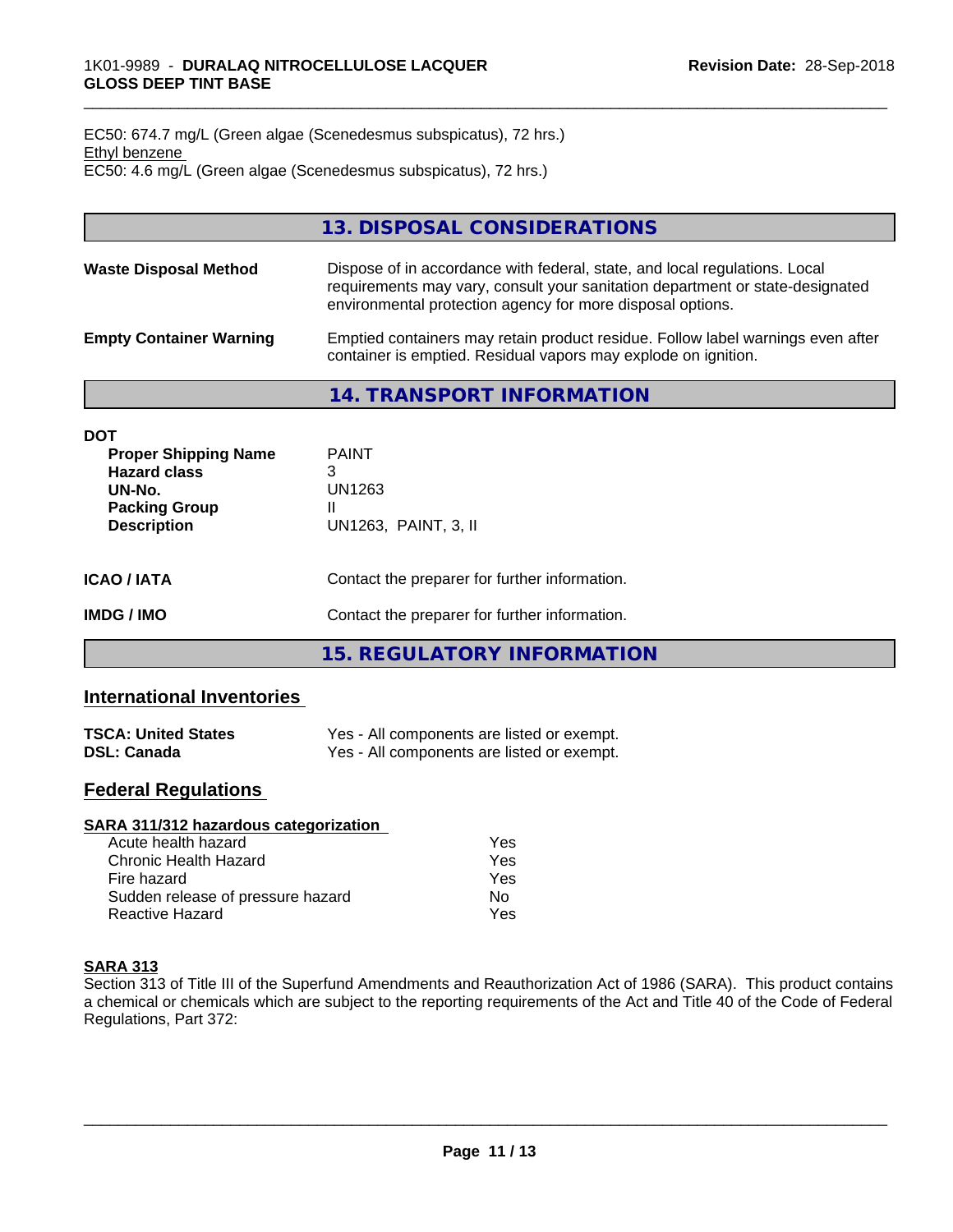EC50: 674.7 mg/L (Green algae (Scenedesmus subspicatus), 72 hrs.)
Ethyl benzene
EC50: 4.6 mg/L (Green algae (Scenedesmus subspicatus), 72 hrs.)

## 13. DISPOSAL CONSIDERATIONS

**Waste Disposal Method** — Dispose of in accordance with federal, state, and local regulations. Local requirements may vary, consult your sanitation department or state-designated environmental protection agency for more disposal options.

**Empty Container Warning** — Emptied containers may retain product residue. Follow label warnings even after container is emptied. Residual vapors may explode on ignition.

## 14. TRANSPORT INFORMATION

**DOT**

| | |
|---|---|
| **Proper Shipping Name** | PAINT |
| **Hazard class** | 3 |
| **UN-No.** | UN1263 |
| **Packing Group** | II |
| **Description** | UN1263, PAINT, 3, II |

**ICAO / IATA** — Contact the preparer for further information.

**IMDG / IMO** — Contact the preparer for further information.

## 15. REGULATORY INFORMATION

### International Inventories

| | |
|---|---|
| **TSCA: United States** | Yes - All components are listed or exempt. |
| **DSL: Canada** | Yes - All components are listed or exempt. |

### Federal Regulations

**SARA 311/312 hazardous categorization**

| | |
|---|---|
| Acute health hazard | Yes |
| Chronic Health Hazard | Yes |
| Fire hazard | Yes |
| Sudden release of pressure hazard | No |
| Reactive Hazard | Yes |

**SARA 313**

Section 313 of Title III of the Superfund Amendments and Reauthorization Act of 1986 (SARA). This product contains a chemical or chemicals which are subject to the reporting requirements of the Act and Title 40 of the Code of Federal Regulations, Part 372: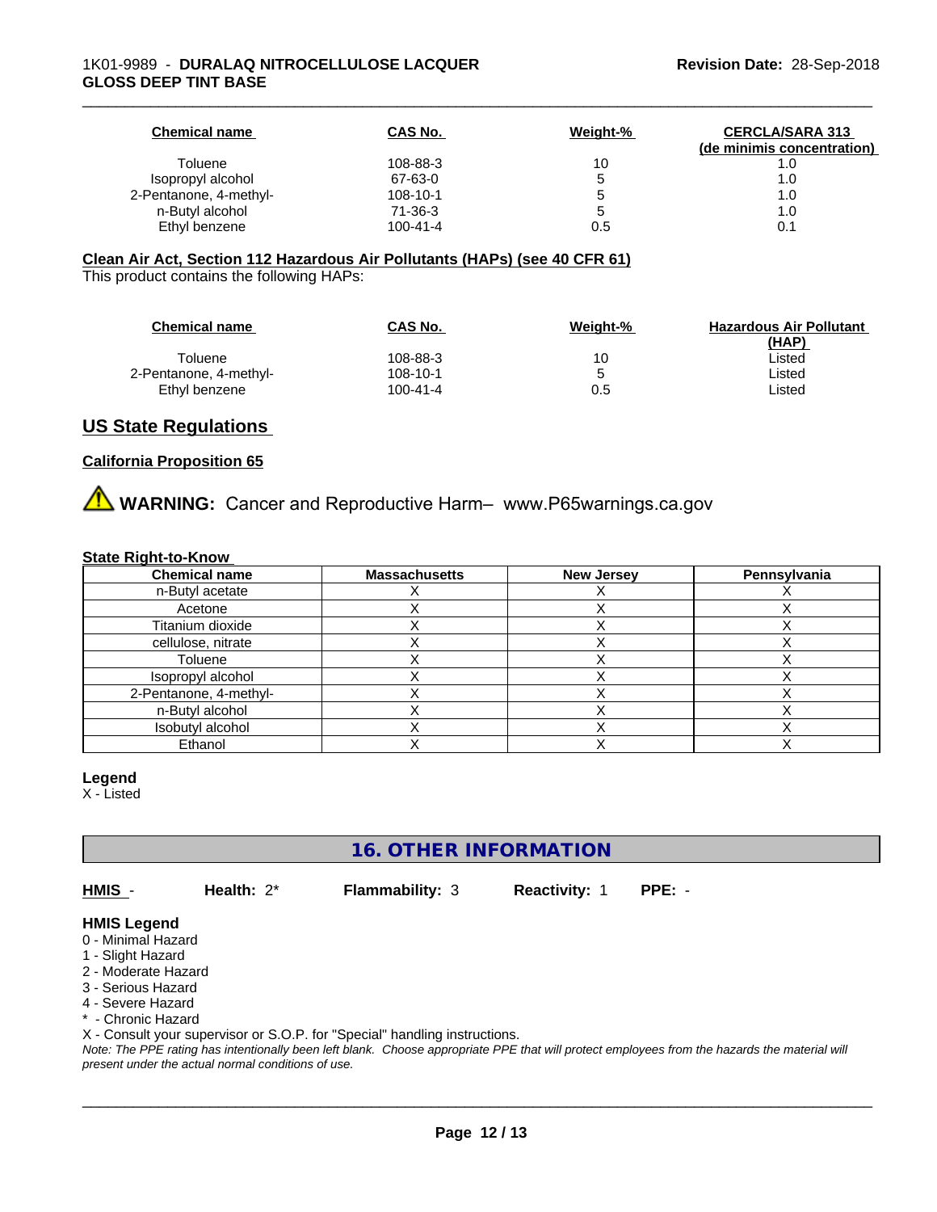| Chemical name | CAS No. | Weight-% | CERCLA/SARA 313 (de minimis concentration) |
|---|---|---|---|
| Toluene | 108-88-3 | 10 | 1.0 |
| Isopropyl alcohol | 67-63-0 | 5 | 1.0 |
| 2-Pentanone, 4-methyl- | 108-10-1 | 5 | 1.0 |
| n-Butyl alcohol | 71-36-3 | 5 | 1.0 |
| Ethyl benzene | 100-41-4 | 0.5 | 0.1 |

**Clean Air Act, Section 112 Hazardous Air Pollutants (HAPs) (see 40 CFR 61)**

This product contains the following HAPs:

| Chemical name | CAS No. | Weight-% | Hazardous Air Pollutant (HAP) |
|---|---|---|---|
| Toluene | 108-88-3 | 10 | Listed |
| 2-Pentanone, 4-methyl- | 108-10-1 | 5 | Listed |
| Ethyl benzene | 100-41-4 | 0.5 | Listed |

## US State Regulations

**California Proposition 65**

⚠ **WARNING:** Cancer and Reproductive Harm– www.P65warnings.ca.gov

**State Right-to-Know**

| Chemical name | Massachusetts | New Jersey | Pennsylvania |
|---|---|---|---|
| n-Butyl acetate | X | X | X |
| Acetone | X | X | X |
| Titanium dioxide | X | X | X |
| cellulose, nitrate | X | X | X |
| Toluene | X | X | X |
| Isopropyl alcohol | X | X | X |
| 2-Pentanone, 4-methyl- | X | X | X |
| n-Butyl alcohol | X | X | X |
| Isobutyl alcohol | X | X | X |
| Ethanol | X | X | X |

**Legend**

X - Listed

## 16. OTHER INFORMATION

**HMIS** - **Health:** 2* **Flammability:** 3 **Reactivity:** 1 **PPE:** -

**HMIS Legend**

0 - Minimal Hazard
1 - Slight Hazard
2 - Moderate Hazard
3 - Serious Hazard
4 - Severe Hazard
* - Chronic Hazard
X - Consult your supervisor or S.O.P. for "Special" handling instructions.

*Note: The PPE rating has intentionally been left blank. Choose appropriate PPE that will protect employees from the hazards the material will present under the actual normal conditions of use.*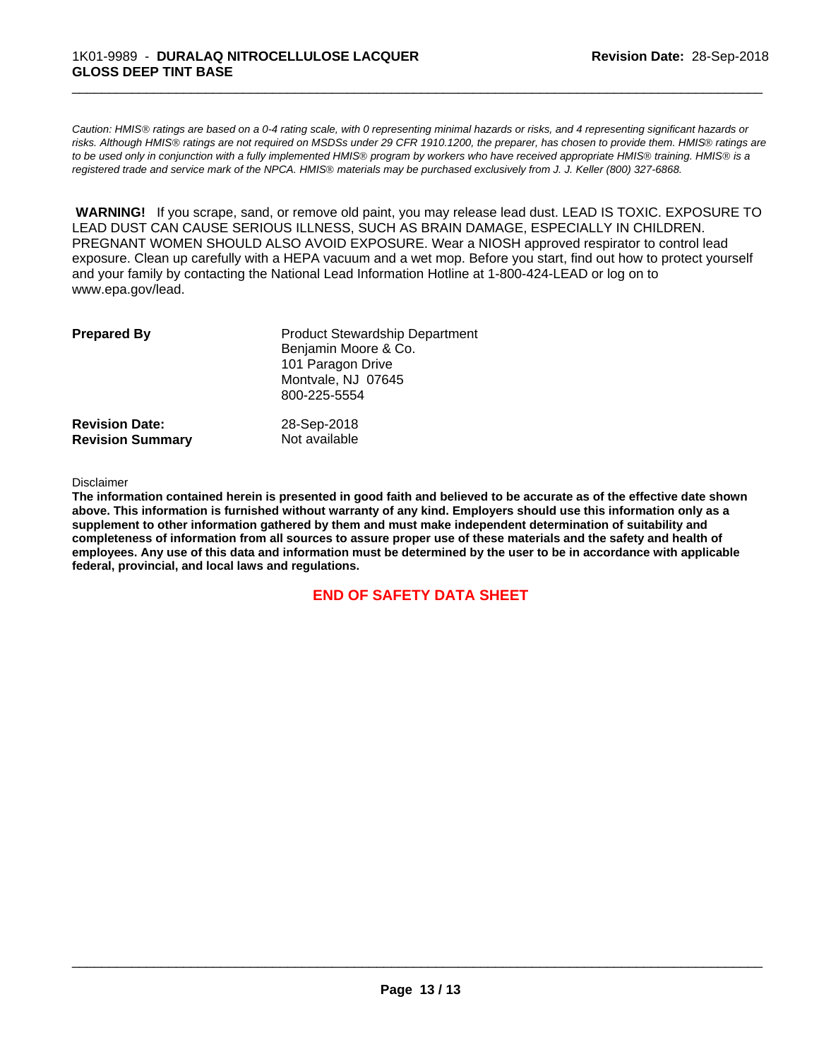*Caution: HMIS® ratings are based on a 0-4 rating scale, with 0 representing minimal hazards or risks, and 4 representing significant hazards or risks. Although HMIS® ratings are not required on MSDSs under 29 CFR 1910.1200, the preparer, has chosen to provide them. HMIS® ratings are to be used only in conjunction with a fully implemented HMIS® program by workers who have received appropriate HMIS® training. HMIS® is a registered trade and service mark of the NPCA. HMIS® materials may be purchased exclusively from J. J. Keller (800) 327-6868.*

**WARNING!** If you scrape, sand, or remove old paint, you may release lead dust. LEAD IS TOXIC. EXPOSURE TO LEAD DUST CAN CAUSE SERIOUS ILLNESS, SUCH AS BRAIN DAMAGE, ESPECIALLY IN CHILDREN. PREGNANT WOMEN SHOULD ALSO AVOID EXPOSURE. Wear a NIOSH approved respirator to control lead exposure. Clean up carefully with a HEPA vacuum and a wet mop. Before you start, find out how to protect yourself and your family by contacting the National Lead Information Hotline at 1-800-424-LEAD or log on to www.epa.gov/lead.

| | |
|---|---|
| **Prepared By** | Product Stewardship Department<br>Benjamin Moore & Co.<br>101 Paragon Drive<br>Montvale, NJ 07645<br>800-225-5554 |
| **Revision Date:** | 28-Sep-2018 |
| **Revision Summary** | Not available |

Disclaimer

**The information contained herein is presented in good faith and believed to be accurate as of the effective date shown above. This information is furnished without warranty of any kind. Employers should use this information only as a supplement to other information gathered by them and must make independent determination of suitability and completeness of information from all sources to assure proper use of these materials and the safety and health of employees. Any use of this data and information must be determined by the user to be in accordance with applicable federal, provincial, and local laws and regulations.**

**END OF SAFETY DATA SHEET**